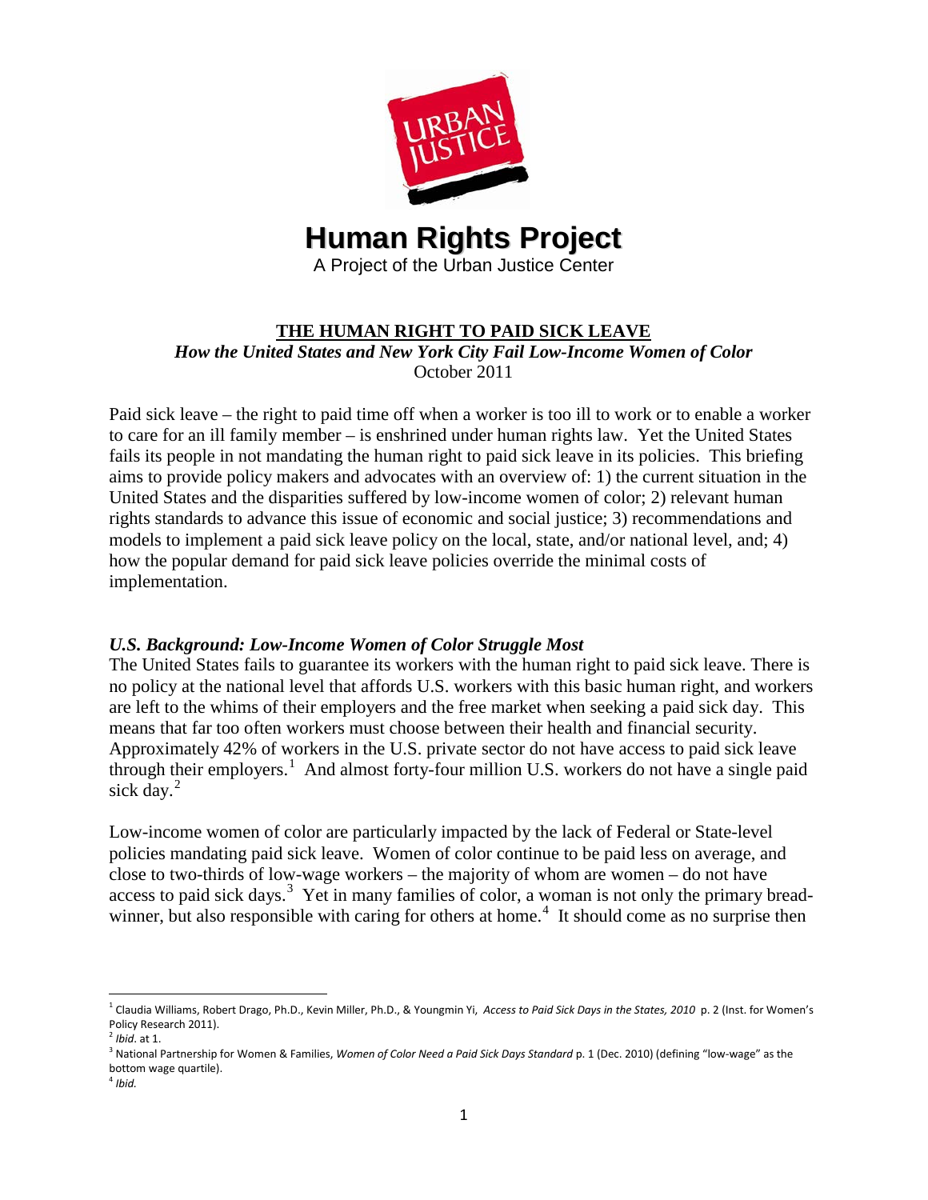# Human Rights Project

A Project of the Urban Justice Center

## THE HUMAN RIGHT TO PAID SICK LEAVE

***How the United States and New York City Fail Low-Income Women of Color***

October 2011

Paid sick leave – the right to paid time off when a worker is too ill to work or to enable a worker to care for an ill family member – is enshrined under human rights law. Yet the United States fails its people in not mandating the human right to paid sick leave in its policies. This briefing aims to provide policy makers and advocates with an overview of: 1) the current situation in the United States and the disparities suffered by low-income women of color; 2) relevant human rights standards to advance this issue of economic and social justice; 3) recommendations and models to implement a paid sick leave policy on the local, state, and/or national level, and; 4) how the popular demand for paid sick leave policies override the minimal costs of implementation.

### *U.S. Background: Low-Income Women of Color Struggle Most*

The United States fails to guarantee its workers with the human right to paid sick leave. There is no policy at the national level that affords U.S. workers with this basic human right, and workers are left to the whims of their employers and the free market when seeking a paid sick day. This means that far too often workers must choose between their health and financial security. Approximately 42% of workers in the U.S. private sector do not have access to paid sick leave through their employers.[1] And almost forty-four million U.S. workers do not have a single paid sick day.[2]

Low-income women of color are particularly impacted by the lack of Federal or State-level policies mandating paid sick leave. Women of color continue to be paid less on average, and close to two-thirds of low-wage workers – the majority of whom are women – do not have access to paid sick days.[3] Yet in many families of color, a woman is not only the primary bread-winner, but also responsible with caring for others at home.[4] It should come as no surprise then

---

[1] Claudia Williams, Robert Drago, Ph.D., Kevin Miller, Ph.D., & Youngmin Yi, *Access to Paid Sick Days in the States, 2010* p. 2 (Inst. for Women's Policy Research 2011).

[2] *Ibid*. at 1.

[3] National Partnership for Women & Families, *Women of Color Need a Paid Sick Days Standard* p. 1 (Dec. 2010) (defining "low-wage" as the bottom wage quartile).

[4] *Ibid.*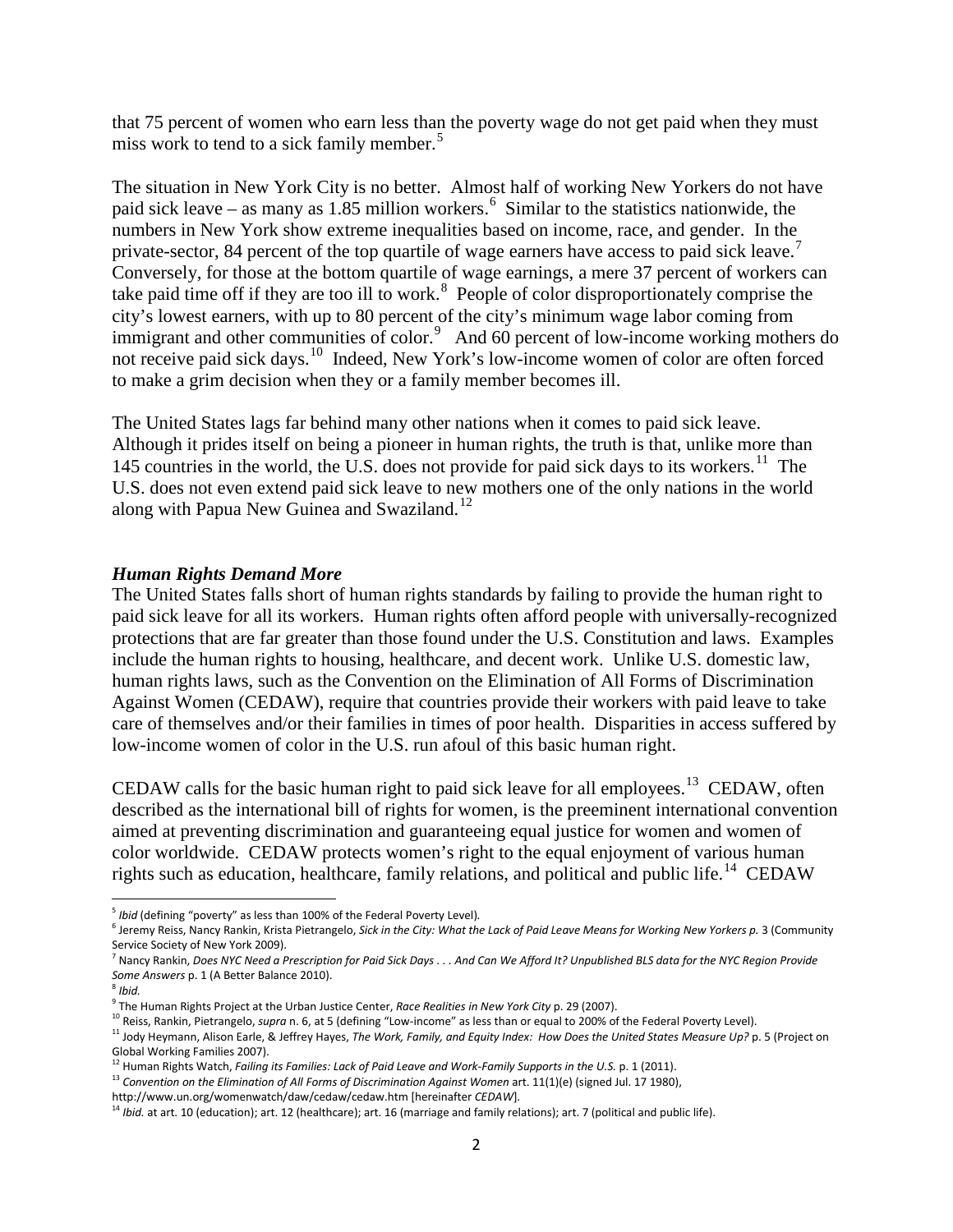that 75 percent of women who earn less than the poverty wage do not get paid when they must miss work to tend to a sick family member.[5]

The situation in New York City is no better. Almost half of working New Yorkers do not have paid sick leave – as many as 1.85 million workers.[6] Similar to the statistics nationwide, the numbers in New York show extreme inequalities based on income, race, and gender. In the private-sector, 84 percent of the top quartile of wage earners have access to paid sick leave.[7] Conversely, for those at the bottom quartile of wage earnings, a mere 37 percent of workers can take paid time off if they are too ill to work.[8] People of color disproportionately comprise the city's lowest earners, with up to 80 percent of the city's minimum wage labor coming from immigrant and other communities of color.[9] And 60 percent of low-income working mothers do not receive paid sick days.[10] Indeed, New York's low-income women of color are often forced to make a grim decision when they or a family member becomes ill.

The United States lags far behind many other nations when it comes to paid sick leave. Although it prides itself on being a pioneer in human rights, the truth is that, unlike more than 145 countries in the world, the U.S. does not provide for paid sick days to its workers.[11] The U.S. does not even extend paid sick leave to new mothers one of the only nations in the world along with Papua New Guinea and Swaziland.[12]

### *Human Rights Demand More*

The United States falls short of human rights standards by failing to provide the human right to paid sick leave for all its workers. Human rights often afford people with universally-recognized protections that are far greater than those found under the U.S. Constitution and laws. Examples include the human rights to housing, healthcare, and decent work. Unlike U.S. domestic law, human rights laws, such as the Convention on the Elimination of All Forms of Discrimination Against Women (CEDAW), require that countries provide their workers with paid leave to take care of themselves and/or their families in times of poor health. Disparities in access suffered by low-income women of color in the U.S. run afoul of this basic human right.

CEDAW calls for the basic human right to paid sick leave for all employees.[13] CEDAW, often described as the international bill of rights for women, is the preeminent international convention aimed at preventing discrimination and guaranteeing equal justice for women and women of color worldwide. CEDAW protects women's right to the equal enjoyment of various human rights such as education, healthcare, family relations, and political and public life.[14] CEDAW

---

[5] *Ibid* (defining "poverty" as less than 100% of the Federal Poverty Level).

[6] Jeremy Reiss, Nancy Rankin, Krista Pietrangelo, *Sick in the City: What the Lack of Paid Leave Means for Working New Yorkers p.* 3 (Community Service Society of New York 2009).

[7] Nancy Rankin, *Does NYC Need a Prescription for Paid Sick Days . . . And Can We Afford It? Unpublished BLS data for the NYC Region Provide Some Answers* p. 1 (A Better Balance 2010).

[8] *Ibid.*

[9] The Human Rights Project at the Urban Justice Center, *Race Realities in New York City* p. 29 (2007).

[10] Reiss, Rankin, Pietrangelo, *supra* n. 6, at 5 (defining "Low-income" as less than or equal to 200% of the Federal Poverty Level).

[11] Jody Heymann, Alison Earle, & Jeffrey Hayes, *The Work, Family, and Equity Index: How Does the United States Measure Up?* p. 5 (Project on Global Working Families 2007).

[12] Human Rights Watch, *Failing its Families: Lack of Paid Leave and Work-Family Supports in the U.S.* p. 1 (2011).

[13] *Convention on the Elimination of All Forms of Discrimination Against Women* art. 11(1)(e) (signed Jul. 17 1980), http://www.un.org/womenwatch/daw/cedaw/cedaw.htm [hereinafter *CEDAW*].

[14] *Ibid.* at art. 10 (education); art. 12 (healthcare); art. 16 (marriage and family relations); art. 7 (political and public life).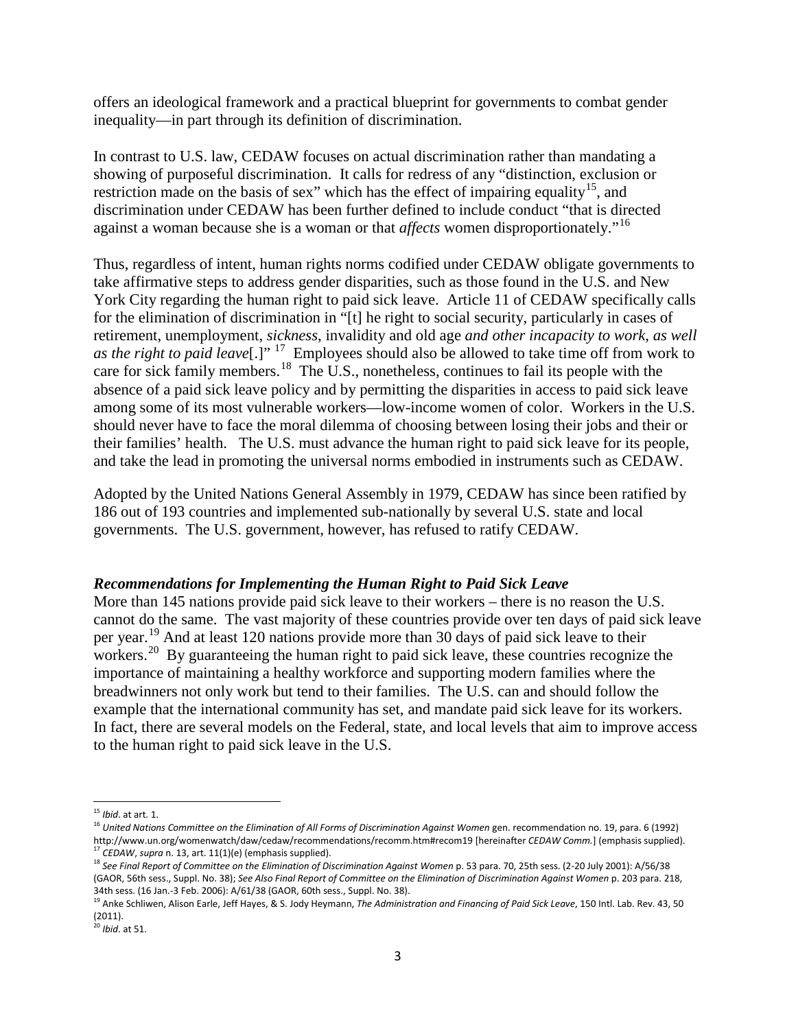offers an ideological framework and a practical blueprint for governments to combat gender inequality—in part through its definition of discrimination.

In contrast to U.S. law, CEDAW focuses on actual discrimination rather than mandating a showing of purposeful discrimination. It calls for redress of any "distinction, exclusion or restriction made on the basis of sex" which has the effect of impairing equality[15], and discrimination under CEDAW has been further defined to include conduct "that is directed against a woman because she is a woman or that *affects* women disproportionately."[16]

Thus, regardless of intent, human rights norms codified under CEDAW obligate governments to take affirmative steps to address gender disparities, such as those found in the U.S. and New York City regarding the human right to paid sick leave. Article 11 of CEDAW specifically calls for the elimination of discrimination in "[t] he right to social security, particularly in cases of retirement, unemployment, *sickness*, invalidity and old age *and other incapacity to work, as well as the right to paid leave*[.]" [17] Employees should also be allowed to take time off from work to care for sick family members.[18] The U.S., nonetheless, continues to fail its people with the absence of a paid sick leave policy and by permitting the disparities in access to paid sick leave among some of its most vulnerable workers—low-income women of color. Workers in the U.S. should never have to face the moral dilemma of choosing between losing their jobs and their or their families' health. The U.S. must advance the human right to paid sick leave for its people, and take the lead in promoting the universal norms embodied in instruments such as CEDAW.

Adopted by the United Nations General Assembly in 1979, CEDAW has since been ratified by 186 out of 193 countries and implemented sub-nationally by several U.S. state and local governments. The U.S. government, however, has refused to ratify CEDAW.

### *Recommendations for Implementing the Human Right to Paid Sick Leave*

More than 145 nations provide paid sick leave to their workers – there is no reason the U.S. cannot do the same. The vast majority of these countries provide over ten days of paid sick leave per year.[19] And at least 120 nations provide more than 30 days of paid sick leave to their workers.[20] By guaranteeing the human right to paid sick leave, these countries recognize the importance of maintaining a healthy workforce and supporting modern families where the breadwinners not only work but tend to their families. The U.S. can and should follow the example that the international community has set, and mandate paid sick leave for its workers. In fact, there are several models on the Federal, state, and local levels that aim to improve access to the human right to paid sick leave in the U.S.

---

[15] *Ibid*. at art. 1.

[16] *United Nations Committee on the Elimination of All Forms of Discrimination Against Women* gen. recommendation no. 19, para. 6 (1992) http://www.un.org/womenwatch/daw/cedaw/recommendations/recomm.htm#recom19 [hereinafter *CEDAW Comm.*] (emphasis supplied).

[17] *CEDAW*, *supra* n. 13, art. 11(1)(e) (emphasis supplied).

[18] *See Final Report of Committee on the Elimination of Discrimination Against Women* p. 53 para. 70, 25th sess. (2-20 July 2001): A/56/38 (GAOR, 56th sess., Suppl. No. 38); *See Also Final Report of Committee on the Elimination of Discrimination Against Women* p. 203 para. 218, 34th sess. (16 Jan.-3 Feb. 2006): A/61/38 (GAOR, 60th sess., Suppl. No. 38).

[19] Anke Schliwen, Alison Earle, Jeff Hayes, & S. Jody Heymann, *The Administration and Financing of Paid Sick Leave*, 150 Intl. Lab. Rev. 43, 50 (2011).

[20] *Ibid*. at 51.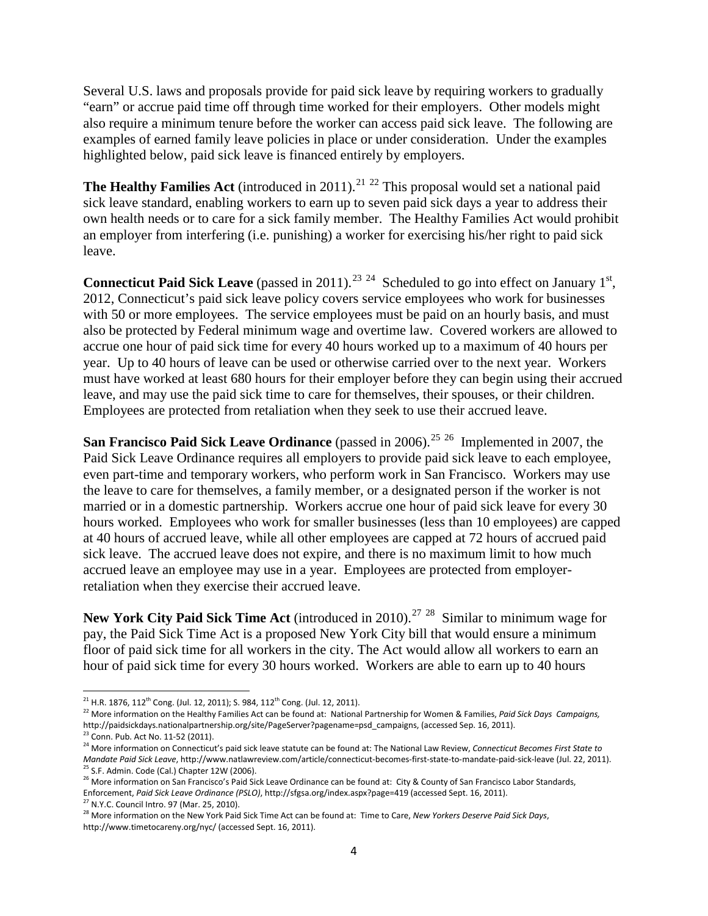Several U.S. laws and proposals provide for paid sick leave by requiring workers to gradually "earn" or accrue paid time off through time worked for their employers. Other models might also require a minimum tenure before the worker can access paid sick leave. The following are examples of earned family leave policies in place or under consideration. Under the examples highlighted below, paid sick leave is financed entirely by employers.

**The Healthy Families Act** (introduced in 2011).[21] [22] This proposal would set a national paid sick leave standard, enabling workers to earn up to seven paid sick days a year to address their own health needs or to care for a sick family member. The Healthy Families Act would prohibit an employer from interfering (i.e. punishing) a worker for exercising his/her right to paid sick leave.

**Connecticut Paid Sick Leave** (passed in 2011).[23] [24] Scheduled to go into effect on January 1st, 2012, Connecticut's paid sick leave policy covers service employees who work for businesses with 50 or more employees. The service employees must be paid on an hourly basis, and must also be protected by Federal minimum wage and overtime law. Covered workers are allowed to accrue one hour of paid sick time for every 40 hours worked up to a maximum of 40 hours per year. Up to 40 hours of leave can be used or otherwise carried over to the next year. Workers must have worked at least 680 hours for their employer before they can begin using their accrued leave, and may use the paid sick time to care for themselves, their spouses, or their children. Employees are protected from retaliation when they seek to use their accrued leave.

**San Francisco Paid Sick Leave Ordinance** (passed in 2006).[25] [26] Implemented in 2007, the Paid Sick Leave Ordinance requires all employers to provide paid sick leave to each employee, even part-time and temporary workers, who perform work in San Francisco. Workers may use the leave to care for themselves, a family member, or a designated person if the worker is not married or in a domestic partnership. Workers accrue one hour of paid sick leave for every 30 hours worked. Employees who work for smaller businesses (less than 10 employees) are capped at 40 hours of accrued leave, while all other employees are capped at 72 hours of accrued paid sick leave. The accrued leave does not expire, and there is no maximum limit to how much accrued leave an employee may use in a year. Employees are protected from employer-retaliation when they exercise their accrued leave.

**New York City Paid Sick Time Act** (introduced in 2010).[27] [28] Similar to minimum wage for pay, the Paid Sick Time Act is a proposed New York City bill that would ensure a minimum floor of paid sick time for all workers in the city. The Act would allow all workers to earn an hour of paid sick time for every 30 hours worked. Workers are able to earn up to 40 hours

---

[21] H.R. 1876, 112th Cong. (Jul. 12, 2011); S. 984, 112th Cong. (Jul. 12, 2011).

[22] More information on the Healthy Families Act can be found at: National Partnership for Women & Families, *Paid Sick Days Campaigns,* http://paidsickdays.nationalpartnership.org/site/PageServer?pagename=psd_campaigns, (accessed Sep. 16, 2011).

[23] Conn. Pub. Act No. 11-52 (2011).

[24] More information on Connecticut's paid sick leave statute can be found at: The National Law Review, *Connecticut Becomes First State to Mandate Paid Sick Leave*, http://www.natlawreview.com/article/connecticut-becomes-first-state-to-mandate-paid-sick-leave (Jul. 22, 2011).

[25] S.F. Admin. Code (Cal.) Chapter 12W (2006).

[26] More information on San Francisco's Paid Sick Leave Ordinance can be found at: City & County of San Francisco Labor Standards, Enforcement, *Paid Sick Leave Ordinance (PSLO)*, http://sfgsa.org/index.aspx?page=419 (accessed Sept. 16, 2011).

[27] N.Y.C. Council Intro. 97 (Mar. 25, 2010).

[28] More information on the New York Paid Sick Time Act can be found at: Time to Care, *New Yorkers Deserve Paid Sick Days*, http://www.timetocareny.org/nyc/ (accessed Sept. 16, 2011).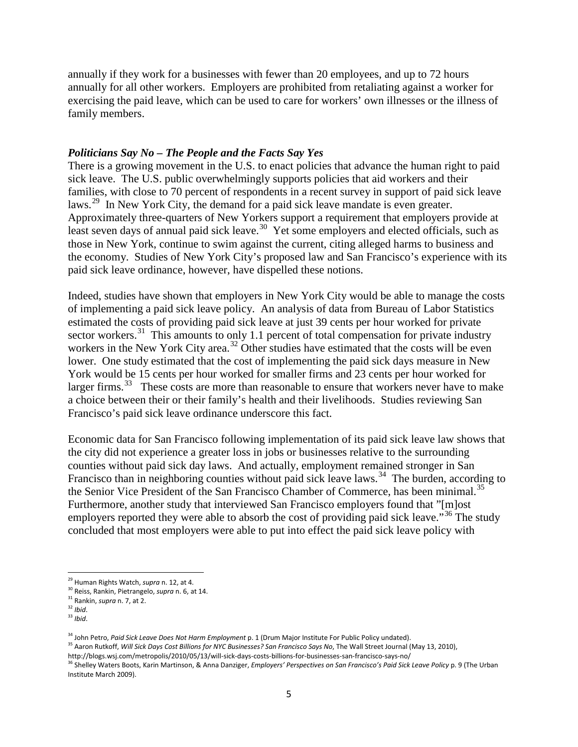annually if they work for a businesses with fewer than 20 employees, and up to 72 hours annually for all other workers. Employers are prohibited from retaliating against a worker for exercising the paid leave, which can be used to care for workers' own illnesses or the illness of family members.

### ***Politicians Say No – The People and the Facts Say Yes***

There is a growing movement in the U.S. to enact policies that advance the human right to paid sick leave. The U.S. public overwhelmingly supports policies that aid workers and their families, with close to 70 percent of respondents in a recent survey in support of paid sick leave laws.[29] In New York City, the demand for a paid sick leave mandate is even greater. Approximately three-quarters of New Yorkers support a requirement that employers provide at least seven days of annual paid sick leave.[30] Yet some employers and elected officials, such as those in New York, continue to swim against the current, citing alleged harms to business and the economy. Studies of New York City's proposed law and San Francisco's experience with its paid sick leave ordinance, however, have dispelled these notions.

Indeed, studies have shown that employers in New York City would be able to manage the costs of implementing a paid sick leave policy. An analysis of data from Bureau of Labor Statistics estimated the costs of providing paid sick leave at just 39 cents per hour worked for private sector workers.[31] This amounts to only 1.1 percent of total compensation for private industry workers in the New York City area.[32] Other studies have estimated that the costs will be even lower. One study estimated that the cost of implementing the paid sick days measure in New York would be 15 cents per hour worked for smaller firms and 23 cents per hour worked for larger firms.[33] These costs are more than reasonable to ensure that workers never have to make a choice between their or their family's health and their livelihoods. Studies reviewing San Francisco's paid sick leave ordinance underscore this fact.

Economic data for San Francisco following implementation of its paid sick leave law shows that the city did not experience a greater loss in jobs or businesses relative to the surrounding counties without paid sick day laws. And actually, employment remained stronger in San Francisco than in neighboring counties without paid sick leave laws.[34] The burden, according to the Senior Vice President of the San Francisco Chamber of Commerce, has been minimal.[35] Furthermore, another study that interviewed San Francisco employers found that "[m]ost employers reported they were able to absorb the cost of providing paid sick leave."[36] The study concluded that most employers were able to put into effect the paid sick leave policy with

---

[29] Human Rights Watch, *supra* n. 12, at 4.

[30] Reiss, Rankin, Pietrangelo, *supra* n. 6, at 14.

[31] Rankin, *supra* n. 7, at 2.

[32] *Ibid*.

[33] *Ibid*.

[34] John Petro, *Paid Sick Leave Does Not Harm Employment* p. 1 (Drum Major Institute For Public Policy undated).

[35] Aaron Rutkoff, *Will Sick Days Cost Billions for NYC Businesses? San Francisco Says No*, The Wall Street Journal (May 13, 2010), http://blogs.wsj.com/metropolis/2010/05/13/will-sick-days-costs-billions-for-businesses-san-francisco-says-no/

[36] Shelley Waters Boots, Karin Martinson, & Anna Danziger, *Employers' Perspectives on San Francisco's Paid Sick Leave Policy* p. 9 (The Urban Institute March 2009).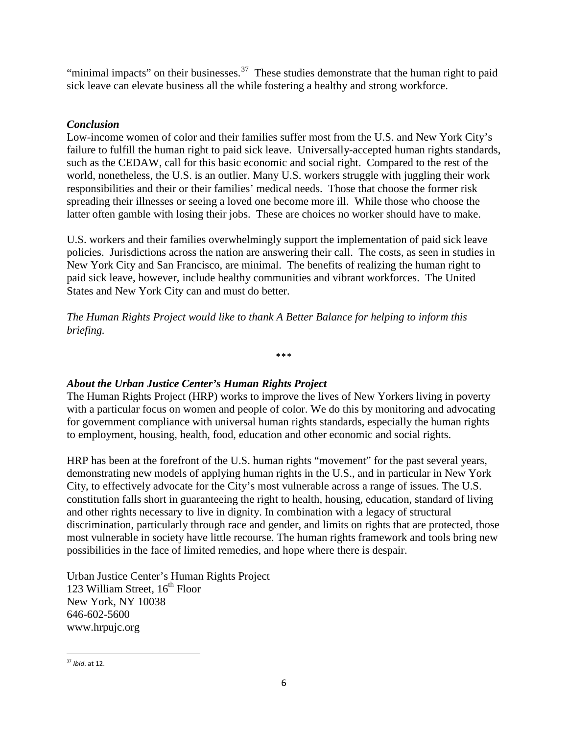"minimal impacts" on their businesses.[37] These studies demonstrate that the human right to paid sick leave can elevate business all the while fostering a healthy and strong workforce.

***Conclusion***

Low-income women of color and their families suffer most from the U.S. and New York City's failure to fulfill the human right to paid sick leave. Universally-accepted human rights standards, such as the CEDAW, call for this basic economic and social right. Compared to the rest of the world, nonetheless, the U.S. is an outlier. Many U.S. workers struggle with juggling their work responsibilities and their or their families' medical needs. Those that choose the former risk spreading their illnesses or seeing a loved one become more ill. While those who choose the latter often gamble with losing their jobs. These are choices no worker should have to make.

U.S. workers and their families overwhelmingly support the implementation of paid sick leave policies. Jurisdictions across the nation are answering their call. The costs, as seen in studies in New York City and San Francisco, are minimal. The benefits of realizing the human right to paid sick leave, however, include healthy communities and vibrant workforces. The United States and New York City can and must do better.

*The Human Rights Project would like to thank A Better Balance for helping to inform this briefing.*

\*\*\*

***About the Urban Justice Center's Human Rights Project***

The Human Rights Project (HRP) works to improve the lives of New Yorkers living in poverty with a particular focus on women and people of color. We do this by monitoring and advocating for government compliance with universal human rights standards, especially the human rights to employment, housing, health, food, education and other economic and social rights.

HRP has been at the forefront of the U.S. human rights "movement" for the past several years, demonstrating new models of applying human rights in the U.S., and in particular in New York City, to effectively advocate for the City's most vulnerable across a range of issues. The U.S. constitution falls short in guaranteeing the right to health, housing, education, standard of living and other rights necessary to live in dignity. In combination with a legacy of structural discrimination, particularly through race and gender, and limits on rights that are protected, those most vulnerable in society have little recourse. The human rights framework and tools bring new possibilities in the face of limited remedies, and hope where there is despair.

Urban Justice Center's Human Rights Project
123 William Street, 16th Floor
New York, NY 10038
646-602-5600
www.hrpujc.org

---

[37] *Ibid*. at 12.